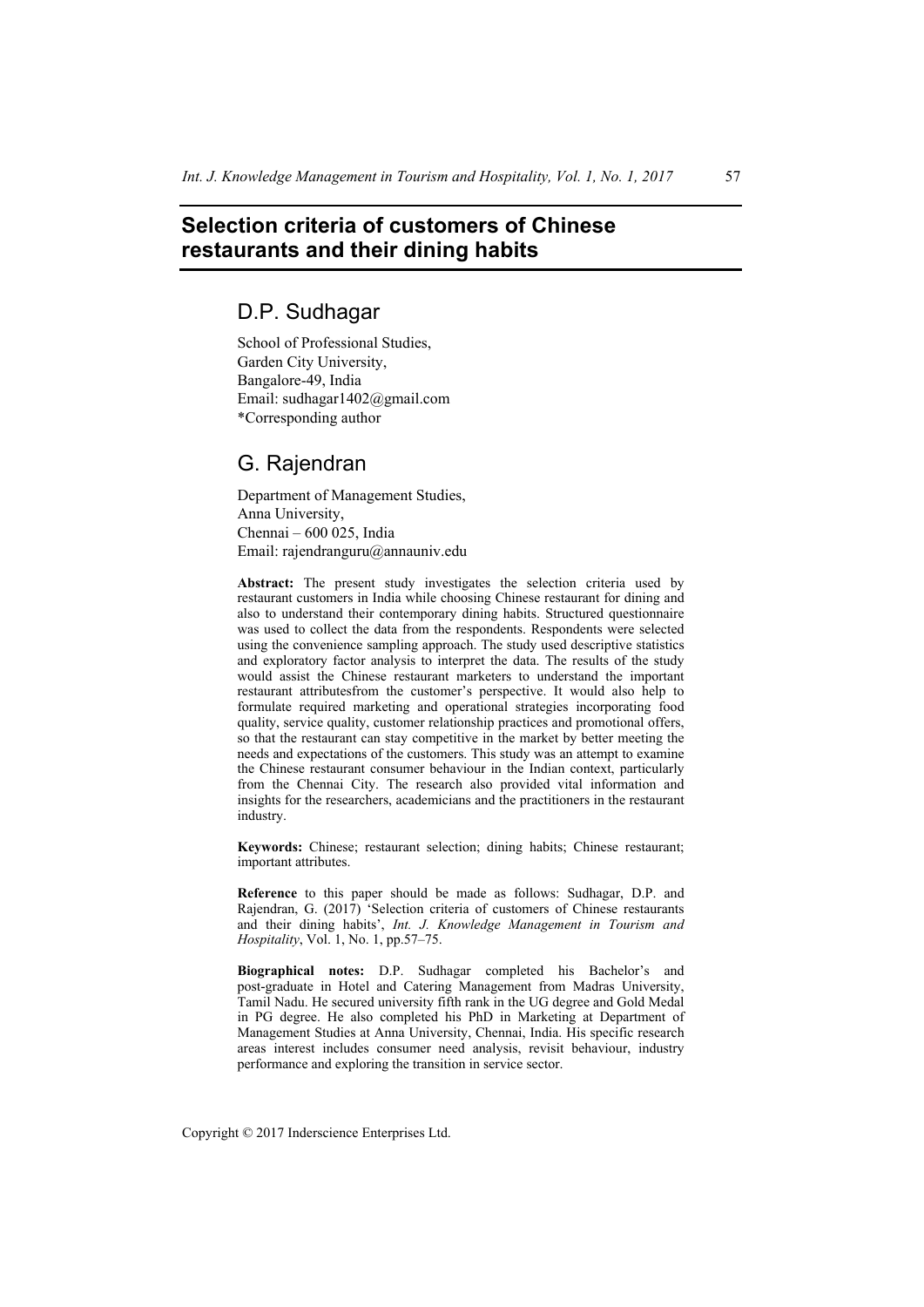# Selection criteria of customers of Chinese restaurants and their dining habits

## D.P. Sudhagar

School of Professional Studies,
Garden City University,
Bangalore-49, India
Email: sudhagar1402@gmail.com
*Corresponding author

## G. Rajendran

Department of Management Studies,
Anna University,
Chennai – 600 025, India
Email: rajendranguru@annauniv.edu

**Abstract:** The present study investigates the selection criteria used by restaurant customers in India while choosing Chinese restaurant for dining and also to understand their contemporary dining habits. Structured questionnaire was used to collect the data from the respondents. Respondents were selected using the convenience sampling approach. The study used descriptive statistics and exploratory factor analysis to interpret the data. The results of the study would assist the Chinese restaurant marketers to understand the important restaurant attributesfrom the customer's perspective. It would also help to formulate required marketing and operational strategies incorporating food quality, service quality, customer relationship practices and promotional offers, so that the restaurant can stay competitive in the market by better meeting the needs and expectations of the customers. This study was an attempt to examine the Chinese restaurant consumer behaviour in the Indian context, particularly from the Chennai City. The research also provided vital information and insights for the researchers, academicians and the practitioners in the restaurant industry.

**Keywords:** Chinese; restaurant selection; dining habits; Chinese restaurant; important attributes.

**Reference** to this paper should be made as follows: Sudhagar, D.P. and Rajendran, G. (2017) 'Selection criteria of customers of Chinese restaurants and their dining habits', *Int. J. Knowledge Management in Tourism and Hospitality*, Vol. 1, No. 1, pp.57–75.

**Biographical notes:** D.P. Sudhagar completed his Bachelor's and post-graduate in Hotel and Catering Management from Madras University, Tamil Nadu. He secured university fifth rank in the UG degree and Gold Medal in PG degree. He also completed his PhD in Marketing at Department of Management Studies at Anna University, Chennai, India. His specific research areas interest includes consumer need analysis, revisit behaviour, industry performance and exploring the transition in service sector.

Copyright © 2017 Inderscience Enterprises Ltd.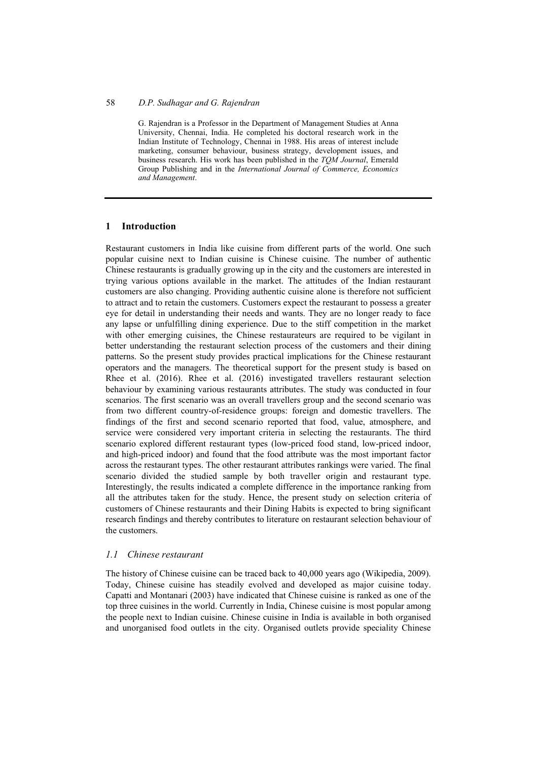G. Rajendran is a Professor in the Department of Management Studies at Anna University, Chennai, India. He completed his doctoral research work in the Indian Institute of Technology, Chennai in 1988. His areas of interest include marketing, consumer behaviour, business strategy, development issues, and business research. His work has been published in the *TQM Journal*, Emerald Group Publishing and in the *International Journal of Commerce, Economics and Management*.

## 1 Introduction

Restaurant customers in India like cuisine from different parts of the world. One such popular cuisine next to Indian cuisine is Chinese cuisine. The number of authentic Chinese restaurants is gradually growing up in the city and the customers are interested in trying various options available in the market. The attitudes of the Indian restaurant customers are also changing. Providing authentic cuisine alone is therefore not sufficient to attract and to retain the customers. Customers expect the restaurant to possess a greater eye for detail in understanding their needs and wants. They are no longer ready to face any lapse or unfulfilling dining experience. Due to the stiff competition in the market with other emerging cuisines, the Chinese restaurateurs are required to be vigilant in better understanding the restaurant selection process of the customers and their dining patterns. So the present study provides practical implications for the Chinese restaurant operators and the managers. The theoretical support for the present study is based on Rhee et al. (2016). Rhee et al. (2016) investigated travellers restaurant selection behaviour by examining various restaurants attributes. The study was conducted in four scenarios. The first scenario was an overall travellers group and the second scenario was from two different country-of-residence groups: foreign and domestic travellers. The findings of the first and second scenario reported that food, value, atmosphere, and service were considered very important criteria in selecting the restaurants. The third scenario explored different restaurant types (low-priced food stand, low-priced indoor, and high-priced indoor) and found that the food attribute was the most important factor across the restaurant types. The other restaurant attributes rankings were varied. The final scenario divided the studied sample by both traveller origin and restaurant type. Interestingly, the results indicated a complete difference in the importance ranking from all the attributes taken for the study. Hence, the present study on selection criteria of customers of Chinese restaurants and their Dining Habits is expected to bring significant research findings and thereby contributes to literature on restaurant selection behaviour of the customers.

### *1.1 Chinese restaurant*

The history of Chinese cuisine can be traced back to 40,000 years ago (Wikipedia, 2009). Today, Chinese cuisine has steadily evolved and developed as major cuisine today. Capatti and Montanari (2003) have indicated that Chinese cuisine is ranked as one of the top three cuisines in the world. Currently in India, Chinese cuisine is most popular among the people next to Indian cuisine. Chinese cuisine in India is available in both organised and unorganised food outlets in the city. Organised outlets provide speciality Chinese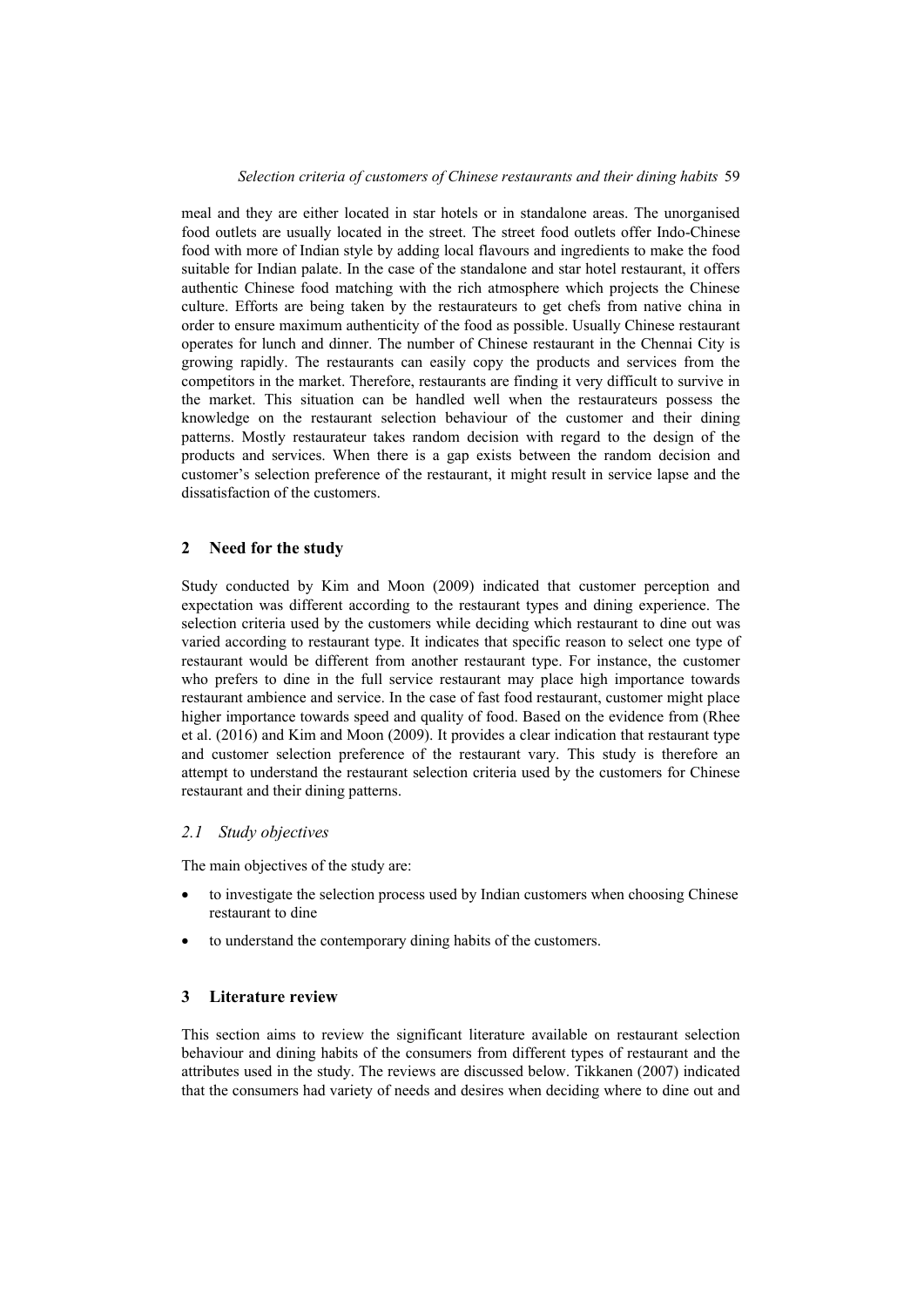meal and they are either located in star hotels or in standalone areas. The unorganised food outlets are usually located in the street. The street food outlets offer Indo-Chinese food with more of Indian style by adding local flavours and ingredients to make the food suitable for Indian palate. In the case of the standalone and star hotel restaurant, it offers authentic Chinese food matching with the rich atmosphere which projects the Chinese culture. Efforts are being taken by the restaurateurs to get chefs from native china in order to ensure maximum authenticity of the food as possible. Usually Chinese restaurant operates for lunch and dinner. The number of Chinese restaurant in the Chennai City is growing rapidly. The restaurants can easily copy the products and services from the competitors in the market. Therefore, restaurants are finding it very difficult to survive in the market. This situation can be handled well when the restaurateurs possess the knowledge on the restaurant selection behaviour of the customer and their dining patterns. Mostly restaurateur takes random decision with regard to the design of the products and services. When there is a gap exists between the random decision and customer's selection preference of the restaurant, it might result in service lapse and the dissatisfaction of the customers.

## 2 Need for the study

Study conducted by Kim and Moon (2009) indicated that customer perception and expectation was different according to the restaurant types and dining experience. The selection criteria used by the customers while deciding which restaurant to dine out was varied according to restaurant type. It indicates that specific reason to select one type of restaurant would be different from another restaurant type. For instance, the customer who prefers to dine in the full service restaurant may place high importance towards restaurant ambience and service. In the case of fast food restaurant, customer might place higher importance towards speed and quality of food. Based on the evidence from (Rhee et al. (2016) and Kim and Moon (2009). It provides a clear indication that restaurant type and customer selection preference of the restaurant vary. This study is therefore an attempt to understand the restaurant selection criteria used by the customers for Chinese restaurant and their dining patterns.

### *2.1 Study objectives*

The main objectives of the study are:

- to investigate the selection process used by Indian customers when choosing Chinese restaurant to dine
- to understand the contemporary dining habits of the customers.

## 3 Literature review

This section aims to review the significant literature available on restaurant selection behaviour and dining habits of the consumers from different types of restaurant and the attributes used in the study. The reviews are discussed below. Tikkanen (2007) indicated that the consumers had variety of needs and desires when deciding where to dine out and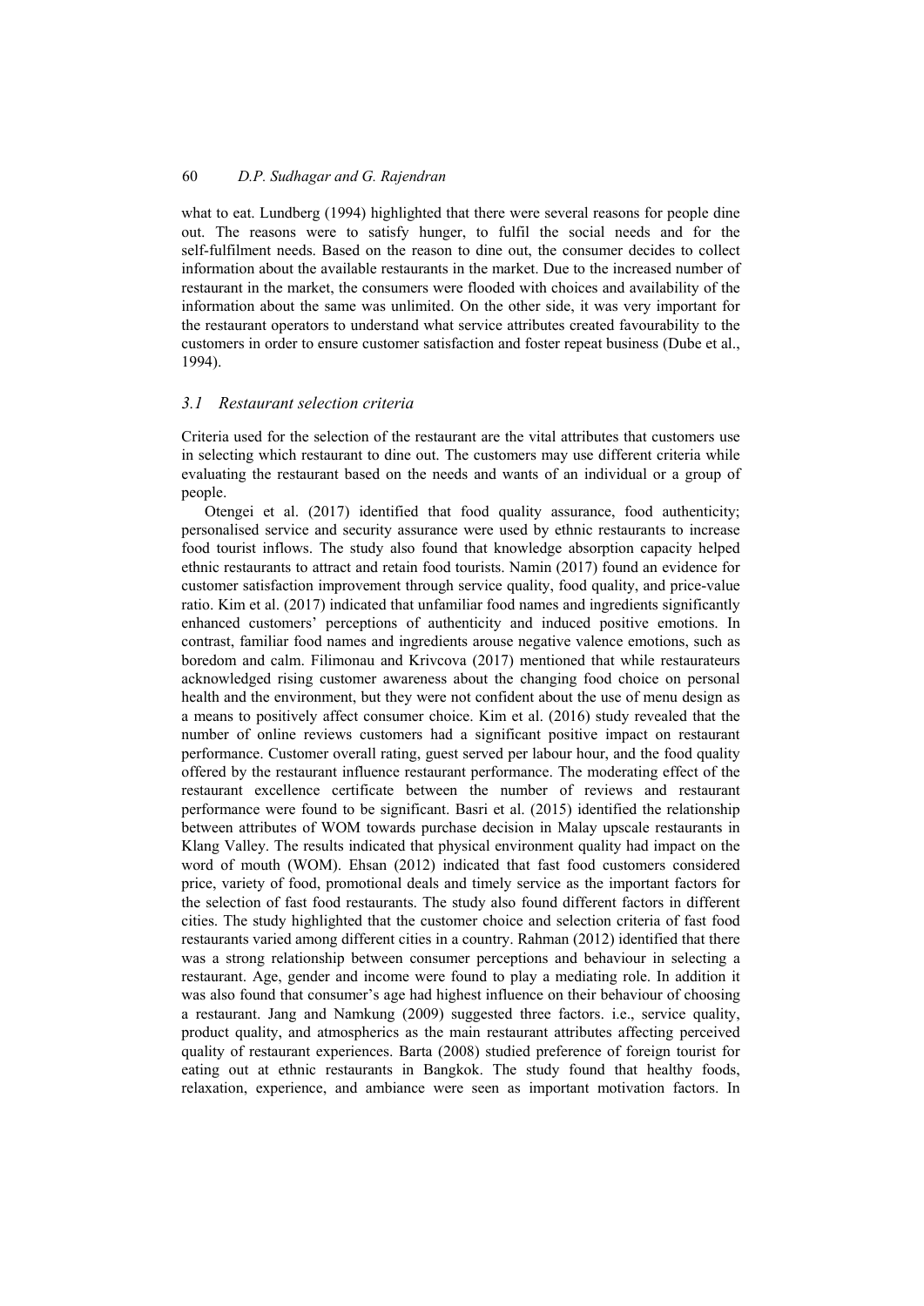what to eat. Lundberg (1994) highlighted that there were several reasons for people dine out. The reasons were to satisfy hunger, to fulfil the social needs and for the self-fulfilment needs. Based on the reason to dine out, the consumer decides to collect information about the available restaurants in the market. Due to the increased number of restaurant in the market, the consumers were flooded with choices and availability of the information about the same was unlimited. On the other side, it was very important for the restaurant operators to understand what service attributes created favourability to the customers in order to ensure customer satisfaction and foster repeat business (Dube et al., 1994).

### *3.1 Restaurant selection criteria*

Criteria used for the selection of the restaurant are the vital attributes that customers use in selecting which restaurant to dine out. The customers may use different criteria while evaluating the restaurant based on the needs and wants of an individual or a group of people.

Otengei et al. (2017) identified that food quality assurance, food authenticity; personalised service and security assurance were used by ethnic restaurants to increase food tourist inflows. The study also found that knowledge absorption capacity helped ethnic restaurants to attract and retain food tourists. Namin (2017) found an evidence for customer satisfaction improvement through service quality, food quality, and price-value ratio. Kim et al. (2017) indicated that unfamiliar food names and ingredients significantly enhanced customers' perceptions of authenticity and induced positive emotions. In contrast, familiar food names and ingredients arouse negative valence emotions, such as boredom and calm. Filimonau and Krivcova (2017) mentioned that while restaurateurs acknowledged rising customer awareness about the changing food choice on personal health and the environment, but they were not confident about the use of menu design as a means to positively affect consumer choice. Kim et al. (2016) study revealed that the number of online reviews customers had a significant positive impact on restaurant performance. Customer overall rating, guest served per labour hour, and the food quality offered by the restaurant influence restaurant performance. The moderating effect of the restaurant excellence certificate between the number of reviews and restaurant performance were found to be significant. Basri et al. (2015) identified the relationship between attributes of WOM towards purchase decision in Malay upscale restaurants in Klang Valley. The results indicated that physical environment quality had impact on the word of mouth (WOM). Ehsan (2012) indicated that fast food customers considered price, variety of food, promotional deals and timely service as the important factors for the selection of fast food restaurants. The study also found different factors in different cities. The study highlighted that the customer choice and selection criteria of fast food restaurants varied among different cities in a country. Rahman (2012) identified that there was a strong relationship between consumer perceptions and behaviour in selecting a restaurant. Age, gender and income were found to play a mediating role. In addition it was also found that consumer's age had highest influence on their behaviour of choosing a restaurant. Jang and Namkung (2009) suggested three factors. i.e., service quality, product quality, and atmospherics as the main restaurant attributes affecting perceived quality of restaurant experiences. Barta (2008) studied preference of foreign tourist for eating out at ethnic restaurants in Bangkok. The study found that healthy foods, relaxation, experience, and ambiance were seen as important motivation factors. In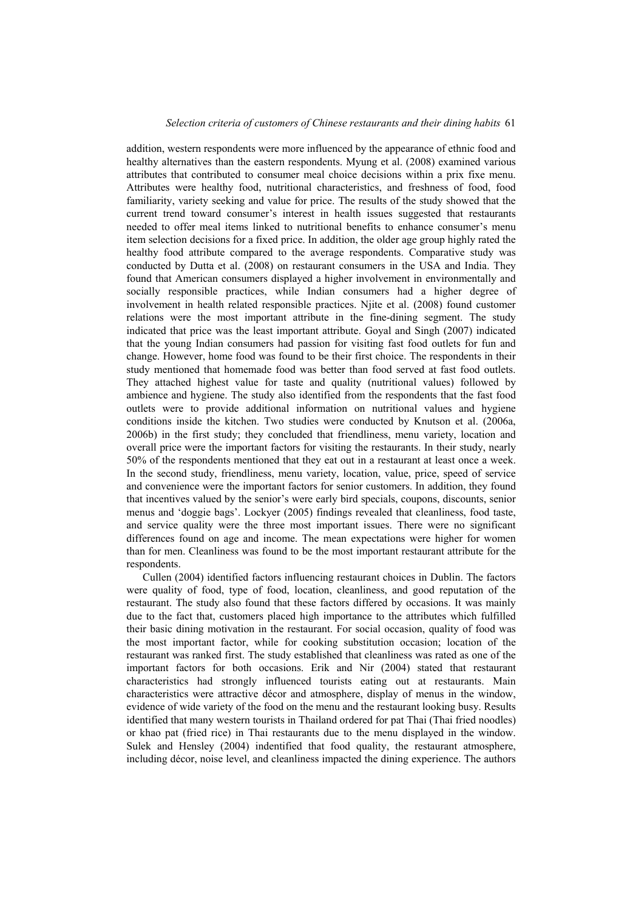addition, western respondents were more influenced by the appearance of ethnic food and healthy alternatives than the eastern respondents. Myung et al. (2008) examined various attributes that contributed to consumer meal choice decisions within a prix fixe menu. Attributes were healthy food, nutritional characteristics, and freshness of food, food familiarity, variety seeking and value for price. The results of the study showed that the current trend toward consumer's interest in health issues suggested that restaurants needed to offer meal items linked to nutritional benefits to enhance consumer's menu item selection decisions for a fixed price. In addition, the older age group highly rated the healthy food attribute compared to the average respondents. Comparative study was conducted by Dutta et al. (2008) on restaurant consumers in the USA and India. They found that American consumers displayed a higher involvement in environmentally and socially responsible practices, while Indian consumers had a higher degree of involvement in health related responsible practices. Njite et al. (2008) found customer relations were the most important attribute in the fine-dining segment. The study indicated that price was the least important attribute. Goyal and Singh (2007) indicated that the young Indian consumers had passion for visiting fast food outlets for fun and change. However, home food was found to be their first choice. The respondents in their study mentioned that homemade food was better than food served at fast food outlets. They attached highest value for taste and quality (nutritional values) followed by ambience and hygiene. The study also identified from the respondents that the fast food outlets were to provide additional information on nutritional values and hygiene conditions inside the kitchen. Two studies were conducted by Knutson et al. (2006a, 2006b) in the first study; they concluded that friendliness, menu variety, location and overall price were the important factors for visiting the restaurants. In their study, nearly 50% of the respondents mentioned that they eat out in a restaurant at least once a week. In the second study, friendliness, menu variety, location, value, price, speed of service and convenience were the important factors for senior customers. In addition, they found that incentives valued by the senior's were early bird specials, coupons, discounts, senior menus and 'doggie bags'. Lockyer (2005) findings revealed that cleanliness, food taste, and service quality were the three most important issues. There were no significant differences found on age and income. The mean expectations were higher for women than for men. Cleanliness was found to be the most important restaurant attribute for the respondents.

Cullen (2004) identified factors influencing restaurant choices in Dublin. The factors were quality of food, type of food, location, cleanliness, and good reputation of the restaurant. The study also found that these factors differed by occasions. It was mainly due to the fact that, customers placed high importance to the attributes which fulfilled their basic dining motivation in the restaurant. For social occasion, quality of food was the most important factor, while for cooking substitution occasion; location of the restaurant was ranked first. The study established that cleanliness was rated as one of the important factors for both occasions. Erik and Nir (2004) stated that restaurant characteristics had strongly influenced tourists eating out at restaurants. Main characteristics were attractive décor and atmosphere, display of menus in the window, evidence of wide variety of the food on the menu and the restaurant looking busy. Results identified that many western tourists in Thailand ordered for pat Thai (Thai fried noodles) or khao pat (fried rice) in Thai restaurants due to the menu displayed in the window. Sulek and Hensley (2004) indentified that food quality, the restaurant atmosphere, including décor, noise level, and cleanliness impacted the dining experience. The authors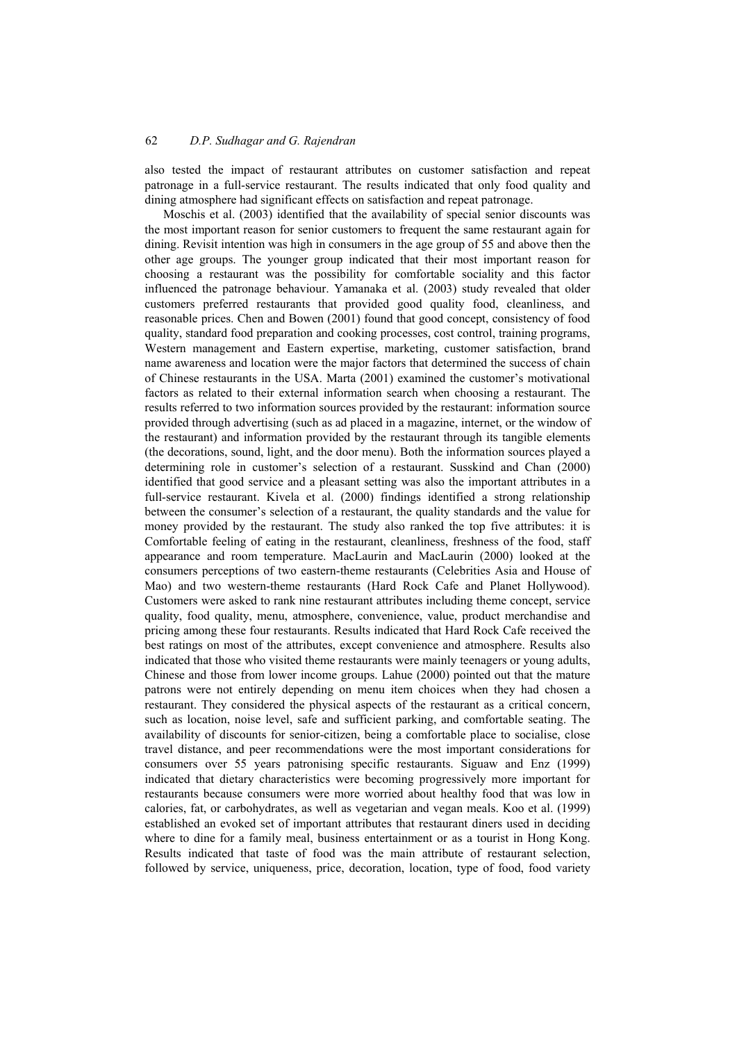also tested the impact of restaurant attributes on customer satisfaction and repeat patronage in a full-service restaurant. The results indicated that only food quality and dining atmosphere had significant effects on satisfaction and repeat patronage.

Moschis et al. (2003) identified that the availability of special senior discounts was the most important reason for senior customers to frequent the same restaurant again for dining. Revisit intention was high in consumers in the age group of 55 and above then the other age groups. The younger group indicated that their most important reason for choosing a restaurant was the possibility for comfortable sociality and this factor influenced the patronage behaviour. Yamanaka et al. (2003) study revealed that older customers preferred restaurants that provided good quality food, cleanliness, and reasonable prices. Chen and Bowen (2001) found that good concept, consistency of food quality, standard food preparation and cooking processes, cost control, training programs, Western management and Eastern expertise, marketing, customer satisfaction, brand name awareness and location were the major factors that determined the success of chain of Chinese restaurants in the USA. Marta (2001) examined the customer's motivational factors as related to their external information search when choosing a restaurant. The results referred to two information sources provided by the restaurant: information source provided through advertising (such as ad placed in a magazine, internet, or the window of the restaurant) and information provided by the restaurant through its tangible elements (the decorations, sound, light, and the door menu). Both the information sources played a determining role in customer's selection of a restaurant. Susskind and Chan (2000) identified that good service and a pleasant setting was also the important attributes in a full-service restaurant. Kivela et al. (2000) findings identified a strong relationship between the consumer's selection of a restaurant, the quality standards and the value for money provided by the restaurant. The study also ranked the top five attributes: it is Comfortable feeling of eating in the restaurant, cleanliness, freshness of the food, staff appearance and room temperature. MacLaurin and MacLaurin (2000) looked at the consumers perceptions of two eastern-theme restaurants (Celebrities Asia and House of Mao) and two western-theme restaurants (Hard Rock Cafe and Planet Hollywood). Customers were asked to rank nine restaurant attributes including theme concept, service quality, food quality, menu, atmosphere, convenience, value, product merchandise and pricing among these four restaurants. Results indicated that Hard Rock Cafe received the best ratings on most of the attributes, except convenience and atmosphere. Results also indicated that those who visited theme restaurants were mainly teenagers or young adults, Chinese and those from lower income groups. Lahue (2000) pointed out that the mature patrons were not entirely depending on menu item choices when they had chosen a restaurant. They considered the physical aspects of the restaurant as a critical concern, such as location, noise level, safe and sufficient parking, and comfortable seating. The availability of discounts for senior-citizen, being a comfortable place to socialise, close travel distance, and peer recommendations were the most important considerations for consumers over 55 years patronising specific restaurants. Siguaw and Enz (1999) indicated that dietary characteristics were becoming progressively more important for restaurants because consumers were more worried about healthy food that was low in calories, fat, or carbohydrates, as well as vegetarian and vegan meals. Koo et al. (1999) established an evoked set of important attributes that restaurant diners used in deciding where to dine for a family meal, business entertainment or as a tourist in Hong Kong. Results indicated that taste of food was the main attribute of restaurant selection, followed by service, uniqueness, price, decoration, location, type of food, food variety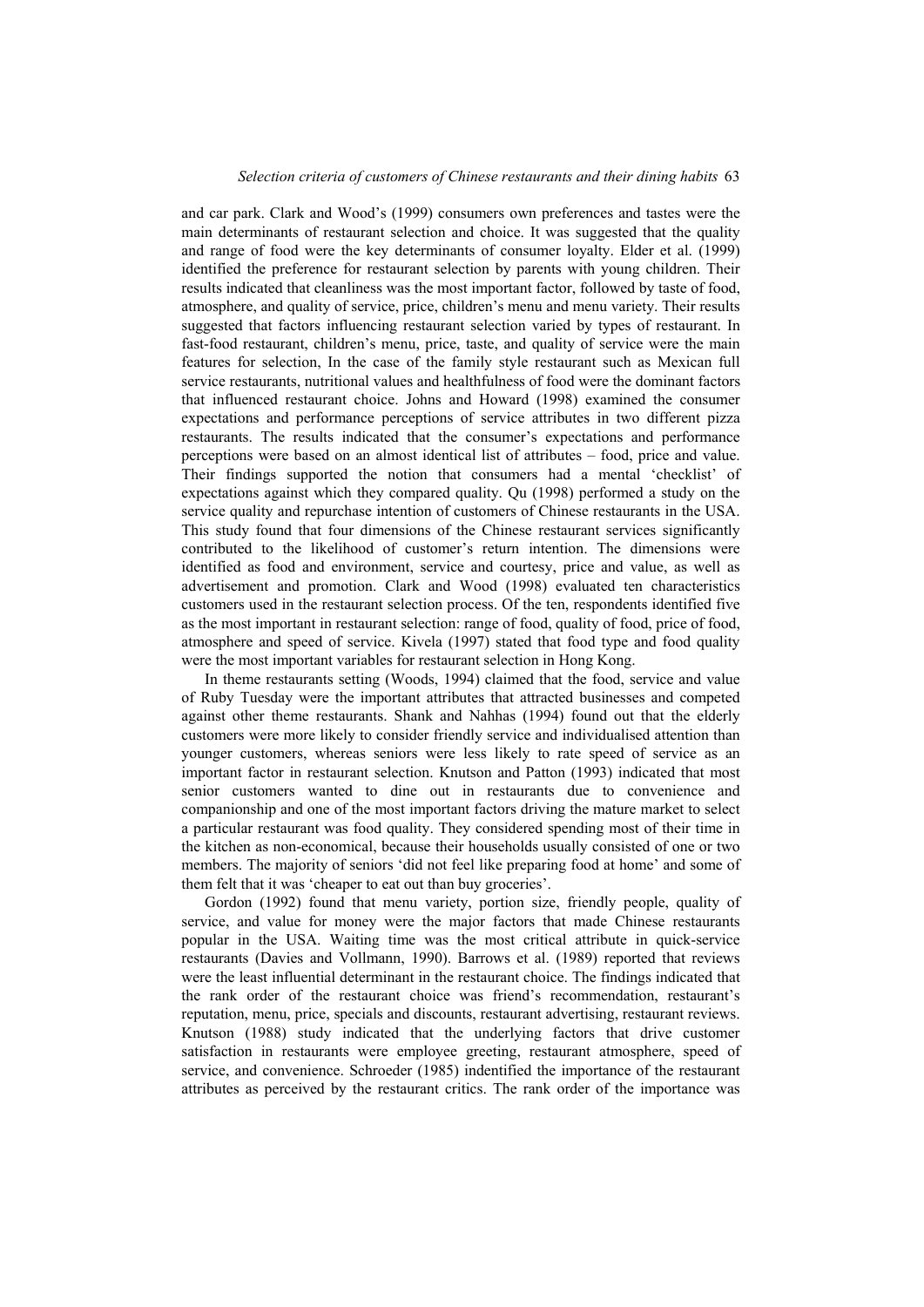and car park. Clark and Wood's (1999) consumers own preferences and tastes were the main determinants of restaurant selection and choice. It was suggested that the quality and range of food were the key determinants of consumer loyalty. Elder et al. (1999) identified the preference for restaurant selection by parents with young children. Their results indicated that cleanliness was the most important factor, followed by taste of food, atmosphere, and quality of service, price, children's menu and menu variety. Their results suggested that factors influencing restaurant selection varied by types of restaurant. In fast-food restaurant, children's menu, price, taste, and quality of service were the main features for selection, In the case of the family style restaurant such as Mexican full service restaurants, nutritional values and healthfulness of food were the dominant factors that influenced restaurant choice. Johns and Howard (1998) examined the consumer expectations and performance perceptions of service attributes in two different pizza restaurants. The results indicated that the consumer's expectations and performance perceptions were based on an almost identical list of attributes – food, price and value. Their findings supported the notion that consumers had a mental 'checklist' of expectations against which they compared quality. Qu (1998) performed a study on the service quality and repurchase intention of customers of Chinese restaurants in the USA. This study found that four dimensions of the Chinese restaurant services significantly contributed to the likelihood of customer's return intention. The dimensions were identified as food and environment, service and courtesy, price and value, as well as advertisement and promotion. Clark and Wood (1998) evaluated ten characteristics customers used in the restaurant selection process. Of the ten, respondents identified five as the most important in restaurant selection: range of food, quality of food, price of food, atmosphere and speed of service. Kivela (1997) stated that food type and food quality were the most important variables for restaurant selection in Hong Kong.

In theme restaurants setting (Woods, 1994) claimed that the food, service and value of Ruby Tuesday were the important attributes that attracted businesses and competed against other theme restaurants. Shank and Nahhas (1994) found out that the elderly customers were more likely to consider friendly service and individualised attention than younger customers, whereas seniors were less likely to rate speed of service as an important factor in restaurant selection. Knutson and Patton (1993) indicated that most senior customers wanted to dine out in restaurants due to convenience and companionship and one of the most important factors driving the mature market to select a particular restaurant was food quality. They considered spending most of their time in the kitchen as non-economical, because their households usually consisted of one or two members. The majority of seniors 'did not feel like preparing food at home' and some of them felt that it was 'cheaper to eat out than buy groceries'.

Gordon (1992) found that menu variety, portion size, friendly people, quality of service, and value for money were the major factors that made Chinese restaurants popular in the USA. Waiting time was the most critical attribute in quick-service restaurants (Davies and Vollmann, 1990). Barrows et al. (1989) reported that reviews were the least influential determinant in the restaurant choice. The findings indicated that the rank order of the restaurant choice was friend's recommendation, restaurant's reputation, menu, price, specials and discounts, restaurant advertising, restaurant reviews. Knutson (1988) study indicated that the underlying factors that drive customer satisfaction in restaurants were employee greeting, restaurant atmosphere, speed of service, and convenience. Schroeder (1985) indentified the importance of the restaurant attributes as perceived by the restaurant critics. The rank order of the importance was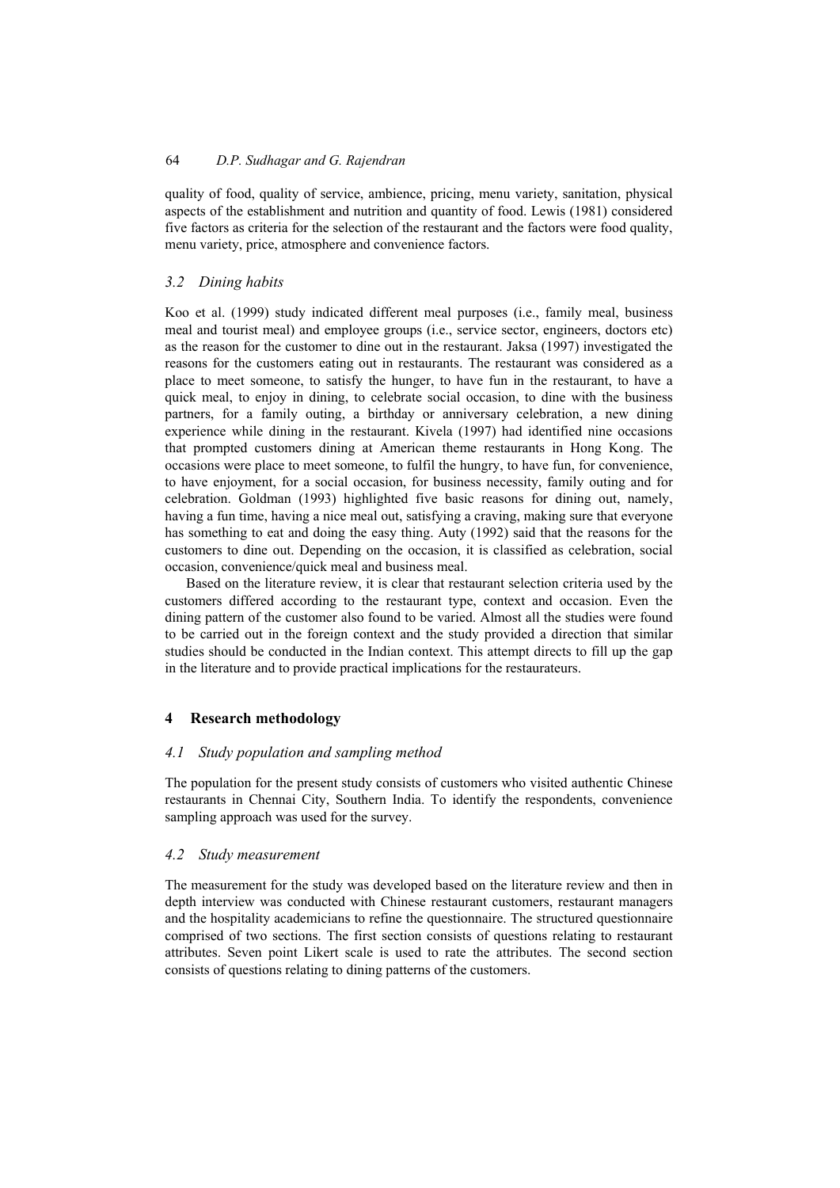quality of food, quality of service, ambience, pricing, menu variety, sanitation, physical aspects of the establishment and nutrition and quantity of food. Lewis (1981) considered five factors as criteria for the selection of the restaurant and the factors were food quality, menu variety, price, atmosphere and convenience factors.

### *3.2 Dining habits*

Koo et al. (1999) study indicated different meal purposes (i.e., family meal, business meal and tourist meal) and employee groups (i.e., service sector, engineers, doctors etc) as the reason for the customer to dine out in the restaurant. Jaksa (1997) investigated the reasons for the customers eating out in restaurants. The restaurant was considered as a place to meet someone, to satisfy the hunger, to have fun in the restaurant, to have a quick meal, to enjoy in dining, to celebrate social occasion, to dine with the business partners, for a family outing, a birthday or anniversary celebration, a new dining experience while dining in the restaurant. Kivela (1997) had identified nine occasions that prompted customers dining at American theme restaurants in Hong Kong. The occasions were place to meet someone, to fulfil the hungry, to have fun, for convenience, to have enjoyment, for a social occasion, for business necessity, family outing and for celebration. Goldman (1993) highlighted five basic reasons for dining out, namely, having a fun time, having a nice meal out, satisfying a craving, making sure that everyone has something to eat and doing the easy thing. Auty (1992) said that the reasons for the customers to dine out. Depending on the occasion, it is classified as celebration, social occasion, convenience/quick meal and business meal.

Based on the literature review, it is clear that restaurant selection criteria used by the customers differed according to the restaurant type, context and occasion. Even the dining pattern of the customer also found to be varied. Almost all the studies were found to be carried out in the foreign context and the study provided a direction that similar studies should be conducted in the Indian context. This attempt directs to fill up the gap in the literature and to provide practical implications for the restaurateurs.

## 4 Research methodology

### *4.1 Study population and sampling method*

The population for the present study consists of customers who visited authentic Chinese restaurants in Chennai City, Southern India. To identify the respondents, convenience sampling approach was used for the survey.

### *4.2 Study measurement*

The measurement for the study was developed based on the literature review and then in depth interview was conducted with Chinese restaurant customers, restaurant managers and the hospitality academicians to refine the questionnaire. The structured questionnaire comprised of two sections. The first section consists of questions relating to restaurant attributes. Seven point Likert scale is used to rate the attributes. The second section consists of questions relating to dining patterns of the customers.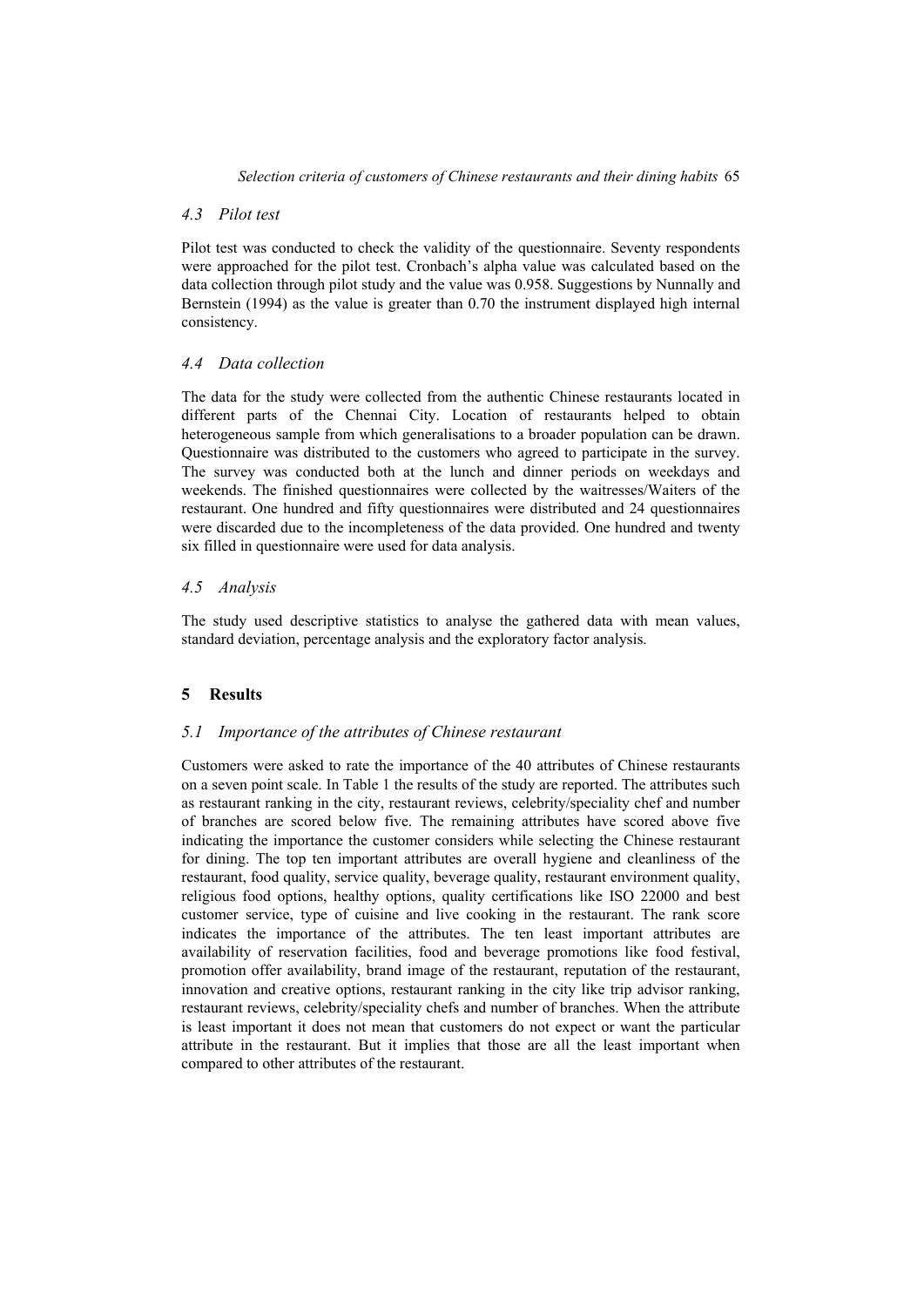### 4.3 Pilot test

Pilot test was conducted to check the validity of the questionnaire. Seventy respondents were approached for the pilot test. Cronbach's alpha value was calculated based on the data collection through pilot study and the value was 0.958. Suggestions by Nunnally and Bernstein (1994) as the value is greater than 0.70 the instrument displayed high internal consistency.

### 4.4 Data collection

The data for the study were collected from the authentic Chinese restaurants located in different parts of the Chennai City. Location of restaurants helped to obtain heterogeneous sample from which generalisations to a broader population can be drawn. Questionnaire was distributed to the customers who agreed to participate in the survey. The survey was conducted both at the lunch and dinner periods on weekdays and weekends. The finished questionnaires were collected by the waitresses/Waiters of the restaurant. One hundred and fifty questionnaires were distributed and 24 questionnaires were discarded due to the incompleteness of the data provided. One hundred and twenty six filled in questionnaire were used for data analysis.

### 4.5 Analysis

The study used descriptive statistics to analyse the gathered data with mean values, standard deviation, percentage analysis and the exploratory factor analysis.

## 5 Results

### 5.1 Importance of the attributes of Chinese restaurant

Customers were asked to rate the importance of the 40 attributes of Chinese restaurants on a seven point scale. In Table 1 the results of the study are reported. The attributes such as restaurant ranking in the city, restaurant reviews, celebrity/speciality chef and number of branches are scored below five. The remaining attributes have scored above five indicating the importance the customer considers while selecting the Chinese restaurant for dining. The top ten important attributes are overall hygiene and cleanliness of the restaurant, food quality, service quality, beverage quality, restaurant environment quality, religious food options, healthy options, quality certifications like ISO 22000 and best customer service, type of cuisine and live cooking in the restaurant. The rank score indicates the importance of the attributes. The ten least important attributes are availability of reservation facilities, food and beverage promotions like food festival, promotion offer availability, brand image of the restaurant, reputation of the restaurant, innovation and creative options, restaurant ranking in the city like trip advisor ranking, restaurant reviews, celebrity/speciality chefs and number of branches. When the attribute is least important it does not mean that customers do not expect or want the particular attribute in the restaurant. But it implies that those are all the least important when compared to other attributes of the restaurant.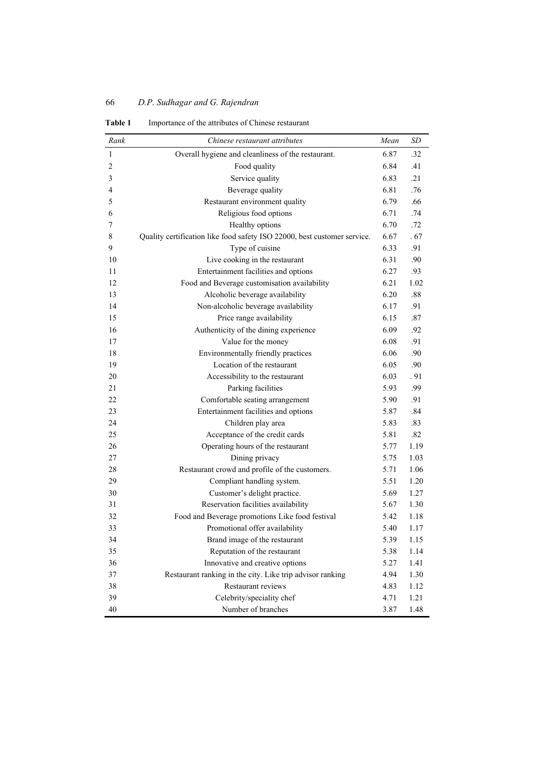**Table 1** Importance of the attributes of Chinese restaurant

| *Rank* | *Chinese restaurant attributes* | *Mean* | *SD* |
|---|---|---|---|
| 1 | Overall hygiene and cleanliness of the restaurant. | 6.87 | .32 |
| 2 | Food quality | 6.84 | .41 |
| 3 | Service quality | 6.83 | .21 |
| 4 | Beverage quality | 6.81 | .76 |
| 5 | Restaurant environment quality | 6.79 | .66 |
| 6 | Religious food options | 6.71 | .74 |
| 7 | Healthy options | 6.70 | .72 |
| 8 | Quality certification like food safety ISO 22000, best customer service. | 6.67 | . 67 |
| 9 | Type of cuisine | 6.33 | .91 |
| 10 | Live cooking in the restaurant | 6.31 | .90 |
| 11 | Entertainment facilities and options | 6.27 | .93 |
| 12 | Food and Beverage customisation availability | 6.21 | 1.02 |
| 13 | Alcoholic beverage availability | 6.20 | .88 |
| 14 | Non-alcoholic beverage availability | 6.17 | .91 |
| 15 | Price range availability | 6.15 | .87 |
| 16 | Authenticity of the dining experience | 6.09 | .92 |
| 17 | Value for the money | 6.08 | .91 |
| 18 | Environmentally friendly practices | 6.06 | .90 |
| 19 | Location of the restaurant | 6.05 | .90 |
| 20 | Accessibility to the restaurant | 6.03 | . 91 |
| 21 | Parking facilities | 5.93 | .99 |
| 22 | Comfortable seating arrangement | 5.90 | .91 |
| 23 | Entertainment facilities and options | 5.87 | .84 |
| 24 | Children play area | 5.83 | .83 |
| 25 | Acceptance of the credit cards | 5.81 | .82 |
| 26 | Operating hours of the restaurant | 5.77 | 1.19 |
| 27 | Dining privacy | 5.75 | 1.03 |
| 28 | Restaurant crowd and profile of the customers. | 5.71 | 1.06 |
| 29 | Compliant handling system. | 5.51 | 1.20 |
| 30 | Customer's delight practice. | 5.69 | 1.27 |
| 31 | Reservation facilities availability | 5.67 | 1.30 |
| 32 | Food and Beverage promotions Like food festival | 5.42 | 1.18 |
| 33 | Promotional offer availability | 5.40 | 1.17 |
| 34 | Brand image of the restaurant | 5.39 | 1.15 |
| 35 | Reputation of the restaurant | 5.38 | 1.14 |
| 36 | Innovative and creative options | 5.27 | 1.41 |
| 37 | Restaurant ranking in the city. Like trip advisor ranking | 4.94 | 1.30 |
| 38 | Restaurant reviews | 4.83 | 1.12 |
| 39 | Celebrity/speciality chef | 4.71 | 1.21 |
| 40 | Number of branches | 3.87 | 1.48 |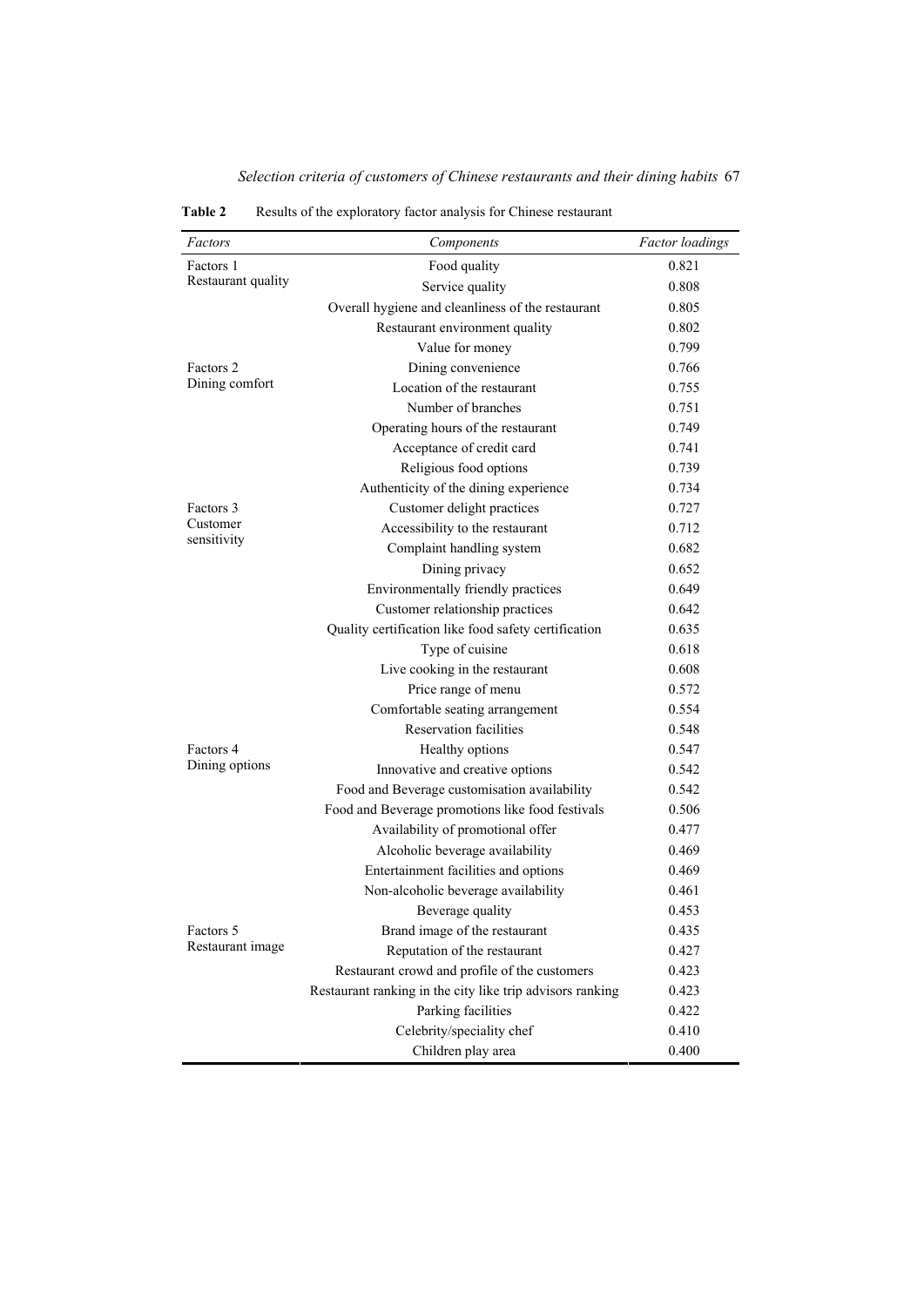**Table 2** Results of the exploratory factor analysis for Chinese restaurant

| *Factors* | *Components* | *Factor loadings* |
|---|---|---|
| Factors 1 Restaurant quality | Food quality | 0.821 |
| | Service quality | 0.808 |
| | Overall hygiene and cleanliness of the restaurant | 0.805 |
| | Restaurant environment quality | 0.802 |
| | Value for money | 0.799 |
| Factors 2 Dining comfort | Dining convenience | 0.766 |
| | Location of the restaurant | 0.755 |
| | Number of branches | 0.751 |
| | Operating hours of the restaurant | 0.749 |
| | Acceptance of credit card | 0.741 |
| | Religious food options | 0.739 |
| | Authenticity of the dining experience | 0.734 |
| Factors 3 Customer sensitivity | Customer delight practices | 0.727 |
| | Accessibility to the restaurant | 0.712 |
| | Complaint handling system | 0.682 |
| | Dining privacy | 0.652 |
| | Environmentally friendly practices | 0.649 |
| | Customer relationship practices | 0.642 |
| | Quality certification like food safety certification | 0.635 |
| | Type of cuisine | 0.618 |
| | Live cooking in the restaurant | 0.608 |
| | Price range of menu | 0.572 |
| | Comfortable seating arrangement | 0.554 |
| | Reservation facilities | 0.548 |
| Factors 4 Dining options | Healthy options | 0.547 |
| | Innovative and creative options | 0.542 |
| | Food and Beverage customisation availability | 0.542 |
| | Food and Beverage promotions like food festivals | 0.506 |
| | Availability of promotional offer | 0.477 |
| | Alcoholic beverage availability | 0.469 |
| | Entertainment facilities and options | 0.469 |
| | Non-alcoholic beverage availability | 0.461 |
| | Beverage quality | 0.453 |
| Factors 5 Restaurant image | Brand image of the restaurant | 0.435 |
| | Reputation of the restaurant | 0.427 |
| | Restaurant crowd and profile of the customers | 0.423 |
| | Restaurant ranking in the city like trip advisors ranking | 0.423 |
| | Parking facilities | 0.422 |
| | Celebrity/speciality chef | 0.410 |
| | Children play area | 0.400 |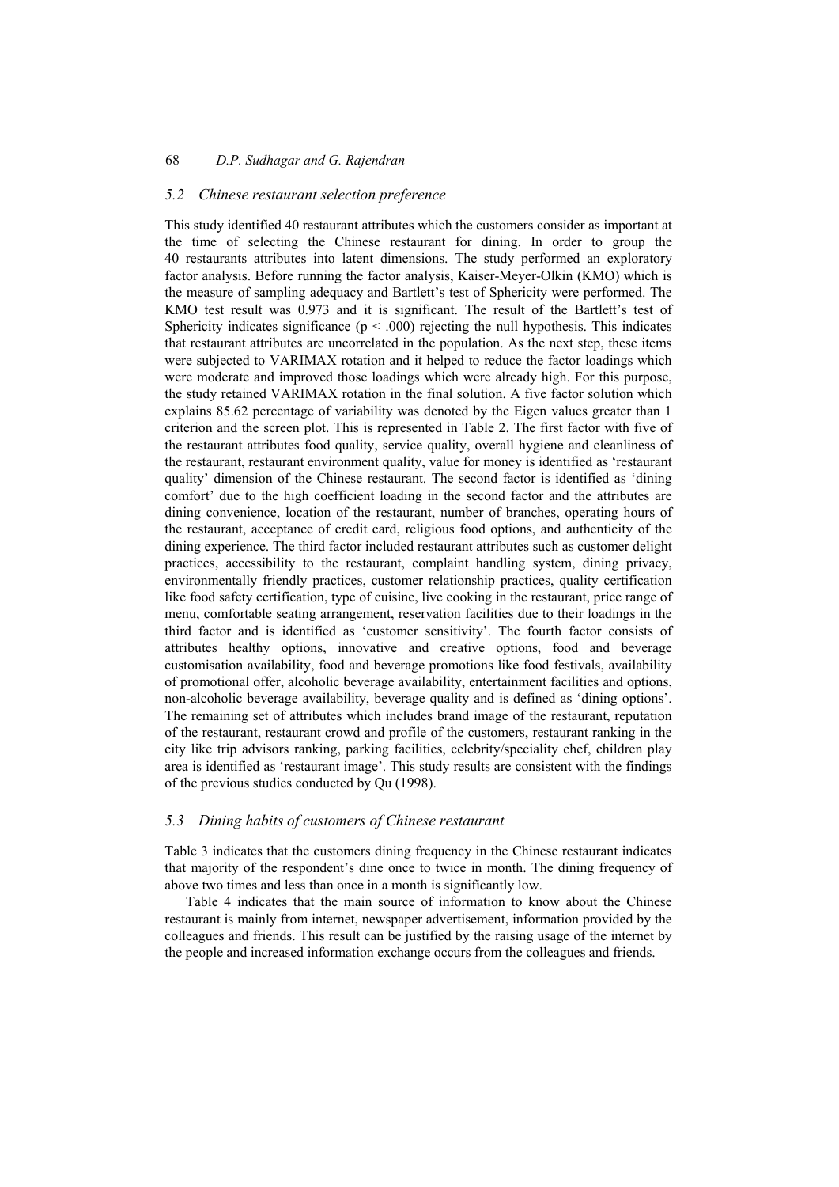## 5.2 Chinese restaurant selection preference

This study identified 40 restaurant attributes which the customers consider as important at the time of selecting the Chinese restaurant for dining. In order to group the 40 restaurants attributes into latent dimensions. The study performed an exploratory factor analysis. Before running the factor analysis, Kaiser-Meyer-Olkin (KMO) which is the measure of sampling adequacy and Bartlett's test of Sphericity were performed. The KMO test result was 0.973 and it is significant. The result of the Bartlett's test of Sphericity indicates significance ($p < .000$) rejecting the null hypothesis. This indicates that restaurant attributes are uncorrelated in the population. As the next step, these items were subjected to VARIMAX rotation and it helped to reduce the factor loadings which were moderate and improved those loadings which were already high. For this purpose, the study retained VARIMAX rotation in the final solution. A five factor solution which explains 85.62 percentage of variability was denoted by the Eigen values greater than 1 criterion and the screen plot. This is represented in Table 2. The first factor with five of the restaurant attributes food quality, service quality, overall hygiene and cleanliness of the restaurant, restaurant environment quality, value for money is identified as 'restaurant quality' dimension of the Chinese restaurant. The second factor is identified as 'dining comfort' due to the high coefficient loading in the second factor and the attributes are dining convenience, location of the restaurant, number of branches, operating hours of the restaurant, acceptance of credit card, religious food options, and authenticity of the dining experience. The third factor included restaurant attributes such as customer delight practices, accessibility to the restaurant, complaint handling system, dining privacy, environmentally friendly practices, customer relationship practices, quality certification like food safety certification, type of cuisine, live cooking in the restaurant, price range of menu, comfortable seating arrangement, reservation facilities due to their loadings in the third factor and is identified as 'customer sensitivity'. The fourth factor consists of attributes healthy options, innovative and creative options, food and beverage customisation availability, food and beverage promotions like food festivals, availability of promotional offer, alcoholic beverage availability, entertainment facilities and options, non-alcoholic beverage availability, beverage quality and is defined as 'dining options'. The remaining set of attributes which includes brand image of the restaurant, reputation of the restaurant, restaurant crowd and profile of the customers, restaurant ranking in the city like trip advisors ranking, parking facilities, celebrity/speciality chef, children play area is identified as 'restaurant image'. This study results are consistent with the findings of the previous studies conducted by Qu (1998).

## 5.3 Dining habits of customers of Chinese restaurant

Table 3 indicates that the customers dining frequency in the Chinese restaurant indicates that majority of the respondent's dine once to twice in month. The dining frequency of above two times and less than once in a month is significantly low.

Table 4 indicates that the main source of information to know about the Chinese restaurant is mainly from internet, newspaper advertisement, information provided by the colleagues and friends. This result can be justified by the raising usage of the internet by the people and increased information exchange occurs from the colleagues and friends.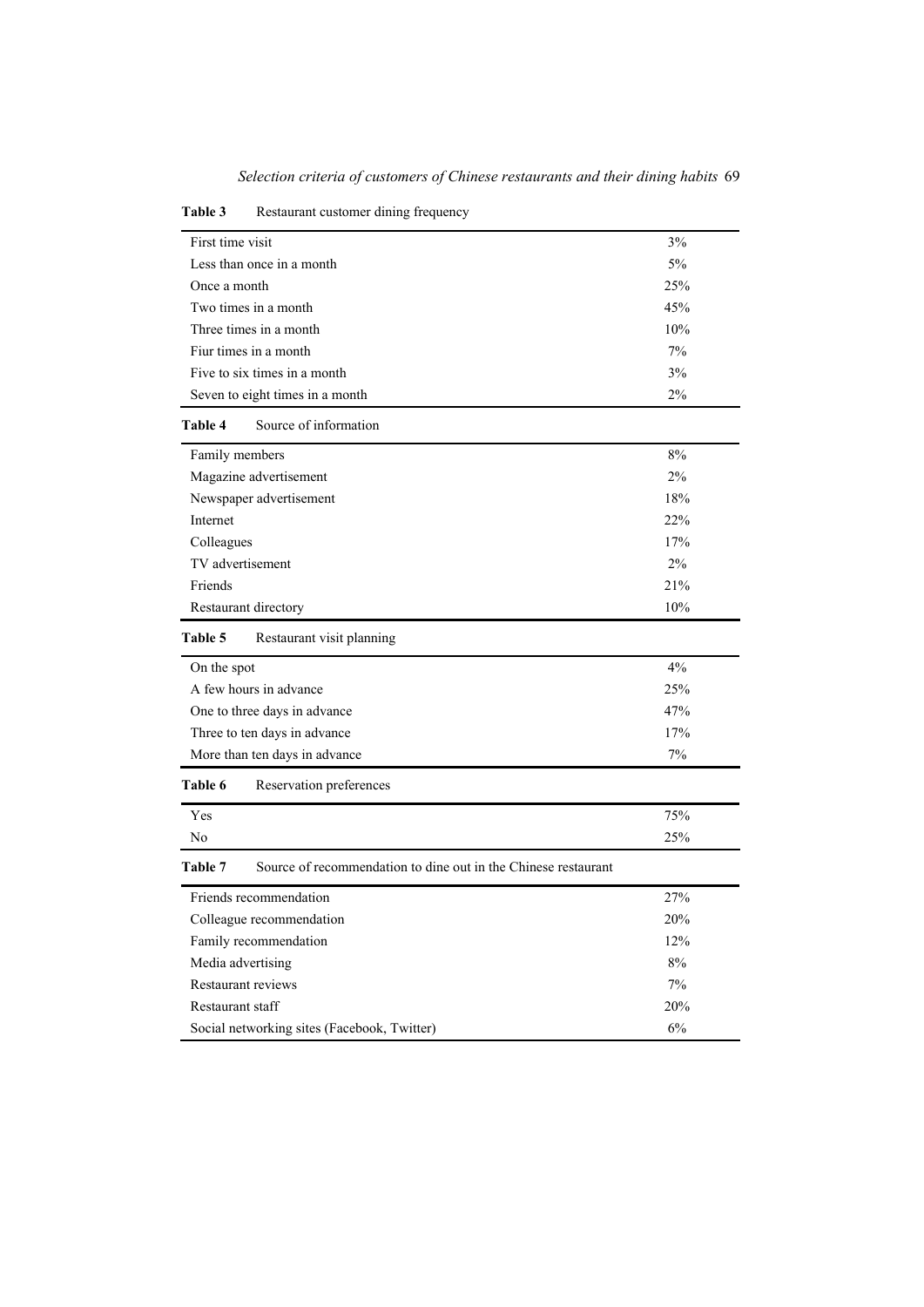**Table 3** Restaurant customer dining frequency

| | |
|---|---|
| First time visit | 3% |
| Less than once in a month | 5% |
| Once a month | 25% |
| Two times in a month | 45% |
| Three times in a month | 10% |
| Fiur times in a month | 7% |
| Five to six times in a month | 3% |
| Seven to eight times in a month | 2% |

**Table 4** Source of information

| | |
|---|---|
| Family members | 8% |
| Magazine advertisement | 2% |
| Newspaper advertisement | 18% |
| Internet | 22% |
| Colleagues | 17% |
| TV advertisement | 2% |
| Friends | 21% |
| Restaurant directory | 10% |

**Table 5** Restaurant visit planning

| | |
|---|---|
| On the spot | 4% |
| A few hours in advance | 25% |
| One to three days in advance | 47% |
| Three to ten days in advance | 17% |
| More than ten days in advance | 7% |

**Table 6** Reservation preferences

| | |
|---|---|
| Yes | 75% |
| No | 25% |

**Table 7** Source of recommendation to dine out in the Chinese restaurant

| | |
|---|---|
| Friends recommendation | 27% |
| Colleague recommendation | 20% |
| Family recommendation | 12% |
| Media advertising | 8% |
| Restaurant reviews | 7% |
| Restaurant staff | 20% |
| Social networking sites (Facebook, Twitter) | 6% |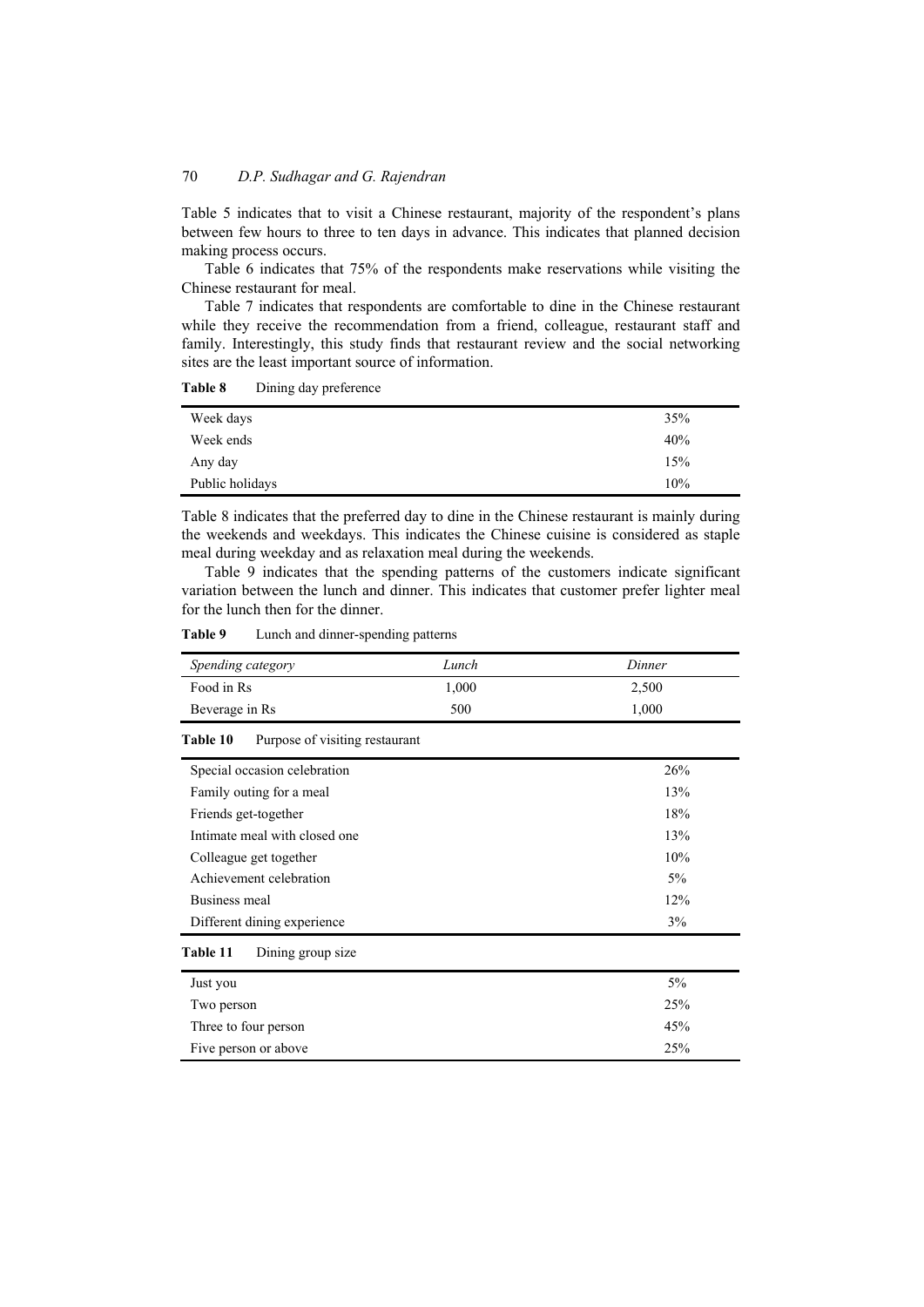Table 5 indicates that to visit a Chinese restaurant, majority of the respondent's plans between few hours to three to ten days in advance. This indicates that planned decision making process occurs.

Table 6 indicates that 75% of the respondents make reservations while visiting the Chinese restaurant for meal.

Table 7 indicates that respondents are comfortable to dine in the Chinese restaurant while they receive the recommendation from a friend, colleague, restaurant staff and family. Interestingly, this study finds that restaurant review and the social networking sites are the least important source of information.

**Table 8** Dining day preference

| | |
|---|---|
| Week days | 35% |
| Week ends | 40% |
| Any day | 15% |
| Public holidays | 10% |

Table 8 indicates that the preferred day to dine in the Chinese restaurant is mainly during the weekends and weekdays. This indicates the Chinese cuisine is considered as staple meal during weekday and as relaxation meal during the weekends.

Table 9 indicates that the spending patterns of the customers indicate significant variation between the lunch and dinner. This indicates that customer prefer lighter meal for the lunch then for the dinner.

**Table 9** Lunch and dinner-spending patterns

| *Spending category* | *Lunch* | *Dinner* |
|---|---|---|
| Food in Rs | 1,000 | 2,500 |
| Beverage in Rs | 500 | 1,000 |

**Table 10** Purpose of visiting restaurant

| | |
|---|---|
| Special occasion celebration | 26% |
| Family outing for a meal | 13% |
| Friends get-together | 18% |
| Intimate meal with closed one | 13% |
| Colleague get together | 10% |
| Achievement celebration | 5% |
| Business meal | 12% |
| Different dining experience | 3% |

**Table 11** Dining group size

| | |
|---|---|
| Just you | 5% |
| Two person | 25% |
| Three to four person | 45% |
| Five person or above | 25% |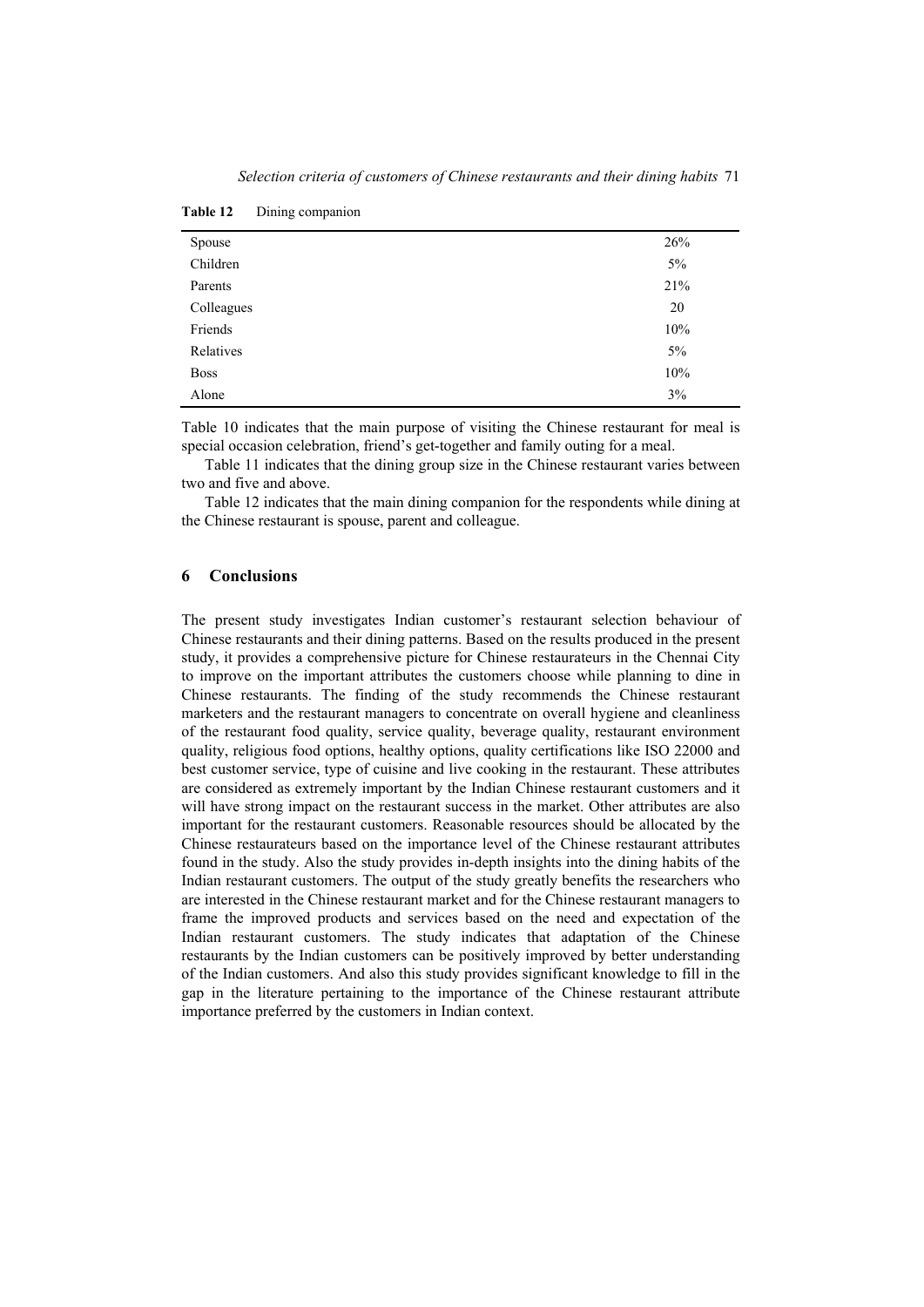**Table 12** Dining companion

| | |
|---|---|
| Spouse | 26% |
| Children | 5% |
| Parents | 21% |
| Colleagues | 20 |
| Friends | 10% |
| Relatives | 5% |
| Boss | 10% |
| Alone | 3% |

Table 10 indicates that the main purpose of visiting the Chinese restaurant for meal is special occasion celebration, friend's get-together and family outing for a meal.

Table 11 indicates that the dining group size in the Chinese restaurant varies between two and five and above.

Table 12 indicates that the main dining companion for the respondents while dining at the Chinese restaurant is spouse, parent and colleague.

## 6 Conclusions

The present study investigates Indian customer's restaurant selection behaviour of Chinese restaurants and their dining patterns. Based on the results produced in the present study, it provides a comprehensive picture for Chinese restaurateurs in the Chennai City to improve on the important attributes the customers choose while planning to dine in Chinese restaurants. The finding of the study recommends the Chinese restaurant marketers and the restaurant managers to concentrate on overall hygiene and cleanliness of the restaurant food quality, service quality, beverage quality, restaurant environment quality, religious food options, healthy options, quality certifications like ISO 22000 and best customer service, type of cuisine and live cooking in the restaurant. These attributes are considered as extremely important by the Indian Chinese restaurant customers and it will have strong impact on the restaurant success in the market. Other attributes are also important for the restaurant customers. Reasonable resources should be allocated by the Chinese restaurateurs based on the importance level of the Chinese restaurant attributes found in the study. Also the study provides in-depth insights into the dining habits of the Indian restaurant customers. The output of the study greatly benefits the researchers who are interested in the Chinese restaurant market and for the Chinese restaurant managers to frame the improved products and services based on the need and expectation of the Indian restaurant customers. The study indicates that adaptation of the Chinese restaurants by the Indian customers can be positively improved by better understanding of the Indian customers. And also this study provides significant knowledge to fill in the gap in the literature pertaining to the importance of the Chinese restaurant attribute importance preferred by the customers in Indian context.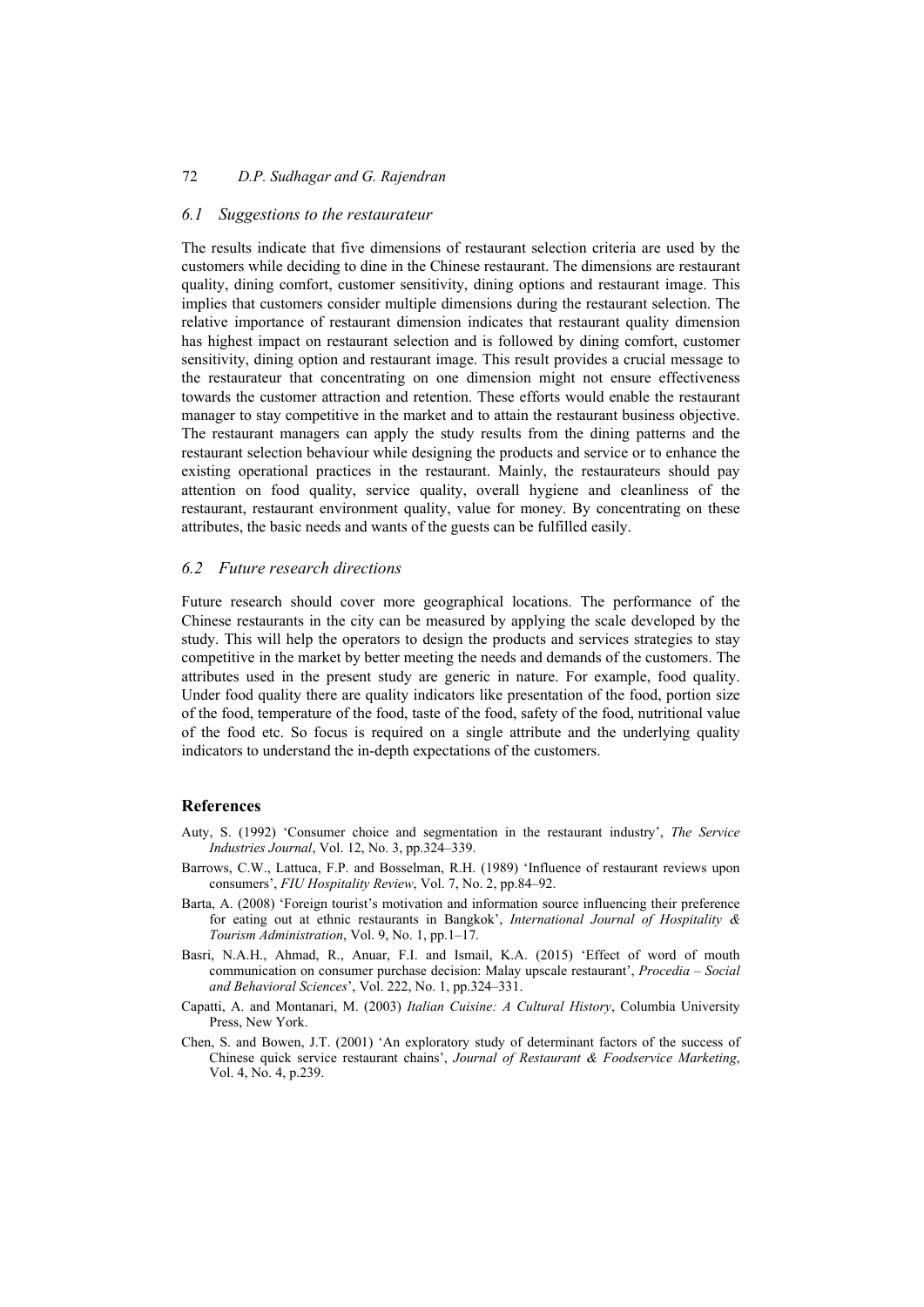### 6.1 Suggestions to the restaurateur

The results indicate that five dimensions of restaurant selection criteria are used by the customers while deciding to dine in the Chinese restaurant. The dimensions are restaurant quality, dining comfort, customer sensitivity, dining options and restaurant image. This implies that customers consider multiple dimensions during the restaurant selection. The relative importance of restaurant dimension indicates that restaurant quality dimension has highest impact on restaurant selection and is followed by dining comfort, customer sensitivity, dining option and restaurant image. This result provides a crucial message to the restaurateur that concentrating on one dimension might not ensure effectiveness towards the customer attraction and retention. These efforts would enable the restaurant manager to stay competitive in the market and to attain the restaurant business objective. The restaurant managers can apply the study results from the dining patterns and the restaurant selection behaviour while designing the products and service or to enhance the existing operational practices in the restaurant. Mainly, the restaurateurs should pay attention on food quality, service quality, overall hygiene and cleanliness of the restaurant, restaurant environment quality, value for money. By concentrating on these attributes, the basic needs and wants of the guests can be fulfilled easily.

### 6.2 Future research directions

Future research should cover more geographical locations. The performance of the Chinese restaurants in the city can be measured by applying the scale developed by the study. This will help the operators to design the products and services strategies to stay competitive in the market by better meeting the needs and demands of the customers. The attributes used in the present study are generic in nature. For example, food quality. Under food quality there are quality indicators like presentation of the food, portion size of the food, temperature of the food, taste of the food, safety of the food, nutritional value of the food etc. So focus is required on a single attribute and the underlying quality indicators to understand the in-depth expectations of the customers.

## References

Auty, S. (1992) 'Consumer choice and segmentation in the restaurant industry', *The Service Industries Journal*, Vol. 12, No. 3, pp.324–339.

Barrows, C.W., Lattuca, F.P. and Bosselman, R.H. (1989) 'Influence of restaurant reviews upon consumers', *FIU Hospitality Review*, Vol. 7, No. 2, pp.84–92.

Barta, A. (2008) 'Foreign tourist's motivation and information source influencing their preference for eating out at ethnic restaurants in Bangkok', *International Journal of Hospitality & Tourism Administration*, Vol. 9, No. 1, pp.1–17.

Basri, N.A.H., Ahmad, R., Anuar, F.I. and Ismail, K.A. (2015) 'Effect of word of mouth communication on consumer purchase decision: Malay upscale restaurant', *Procedia – Social and Behavioral Sciences*', Vol. 222, No. 1, pp.324–331.

Capatti, A. and Montanari, M. (2003) *Italian Cuisine: A Cultural History*, Columbia University Press, New York.

Chen, S. and Bowen, J.T. (2001) 'An exploratory study of determinant factors of the success of Chinese quick service restaurant chains', *Journal of Restaurant & Foodservice Marketing*, Vol. 4, No. 4, p.239.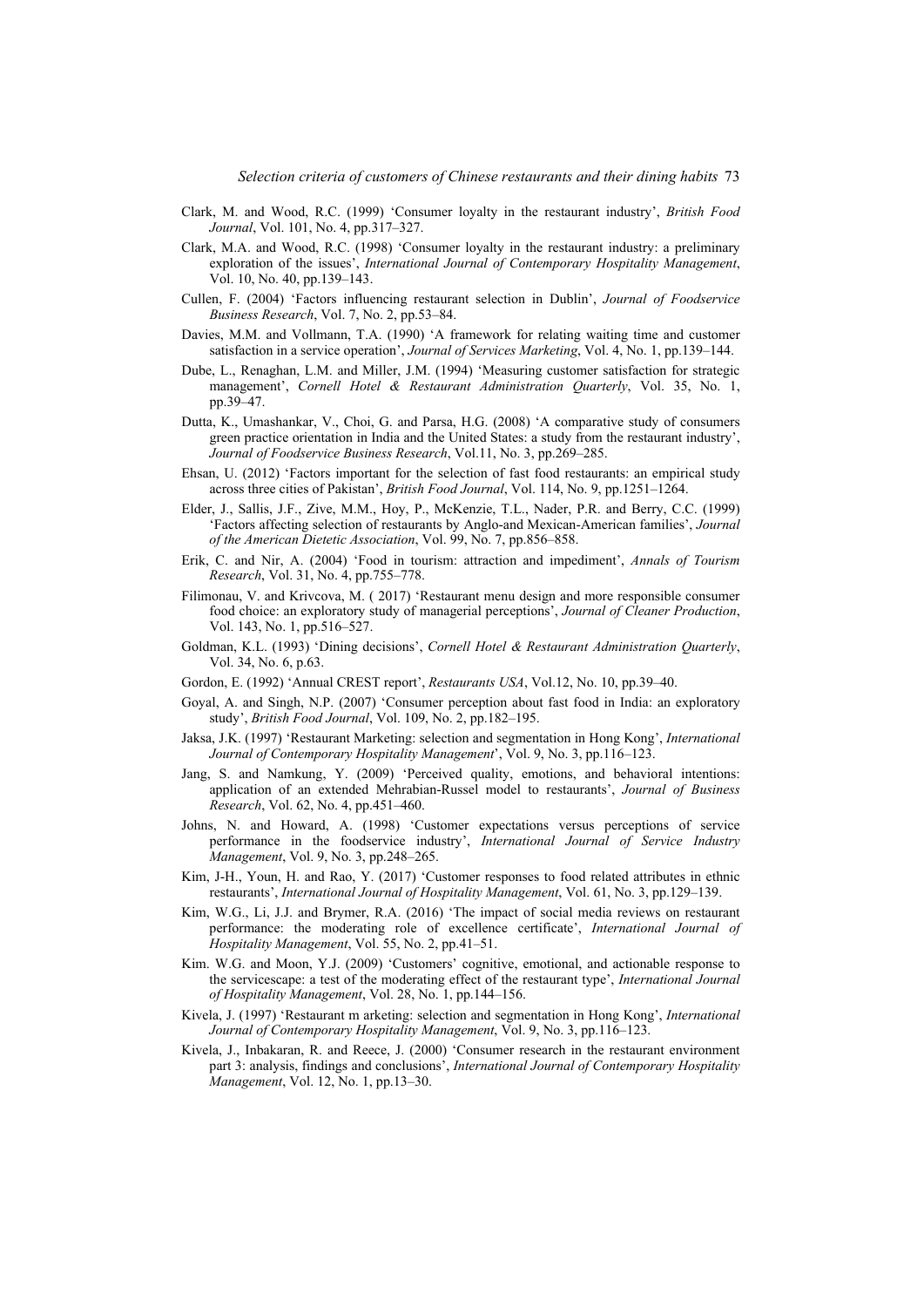Clark, M. and Wood, R.C. (1999) 'Consumer loyalty in the restaurant industry', *British Food Journal*, Vol. 101, No. 4, pp.317–327.

Clark, M.A. and Wood, R.C. (1998) 'Consumer loyalty in the restaurant industry: a preliminary exploration of the issues', *International Journal of Contemporary Hospitality Management*, Vol. 10, No. 40, pp.139–143.

Cullen, F. (2004) 'Factors influencing restaurant selection in Dublin', *Journal of Foodservice Business Research*, Vol. 7, No. 2, pp.53–84.

Davies, M.M. and Vollmann, T.A. (1990) 'A framework for relating waiting time and customer satisfaction in a service operation', *Journal of Services Marketing*, Vol. 4, No. 1, pp.139–144.

Dube, L., Renaghan, L.M. and Miller, J.M. (1994) 'Measuring customer satisfaction for strategic management', *Cornell Hotel & Restaurant Administration Quarterly*, Vol. 35, No. 1, pp.39–47.

Dutta, K., Umashankar, V., Choi, G. and Parsa, H.G. (2008) 'A comparative study of consumers green practice orientation in India and the United States: a study from the restaurant industry', *Journal of Foodservice Business Research*, Vol.11, No. 3, pp.269–285.

Ehsan, U. (2012) 'Factors important for the selection of fast food restaurants: an empirical study across three cities of Pakistan', *British Food Journal*, Vol. 114, No. 9, pp.1251–1264.

Elder, J., Sallis, J.F., Zive, M.M., Hoy, P., McKenzie, T.L., Nader, P.R. and Berry, C.C. (1999) 'Factors affecting selection of restaurants by Anglo-and Mexican-American families', *Journal of the American Dietetic Association*, Vol. 99, No. 7, pp.856–858.

Erik, C. and Nir, A. (2004) 'Food in tourism: attraction and impediment', *Annals of Tourism Research*, Vol. 31, No. 4, pp.755–778.

Filimonau, V. and Krivcova, M. ( 2017) 'Restaurant menu design and more responsible consumer food choice: an exploratory study of managerial perceptions', *Journal of Cleaner Production*, Vol. 143, No. 1, pp.516–527.

Goldman, K.L. (1993) 'Dining decisions', *Cornell Hotel & Restaurant Administration Quarterly*, Vol. 34, No. 6, p.63.

Gordon, E. (1992) 'Annual CREST report', *Restaurants USA*, Vol.12, No. 10, pp.39–40.

Goyal, A. and Singh, N.P. (2007) 'Consumer perception about fast food in India: an exploratory study', *British Food Journal*, Vol. 109, No. 2, pp.182–195.

Jaksa, J.K. (1997) 'Restaurant Marketing: selection and segmentation in Hong Kong', *International Journal of Contemporary Hospitality Management*', Vol. 9, No. 3, pp.116–123.

Jang, S. and Namkung, Y. (2009) 'Perceived quality, emotions, and behavioral intentions: application of an extended Mehrabian-Russel model to restaurants', *Journal of Business Research*, Vol. 62, No. 4, pp.451–460.

Johns, N. and Howard, A. (1998) 'Customer expectations versus perceptions of service performance in the foodservice industry', *International Journal of Service Industry Management*, Vol. 9, No. 3, pp.248–265.

Kim, J-H., Youn, H. and Rao, Y. (2017) 'Customer responses to food related attributes in ethnic restaurants', *International Journal of Hospitality Management*, Vol. 61, No. 3, pp.129–139.

Kim, W.G., Li, J.J. and Brymer, R.A. (2016) 'The impact of social media reviews on restaurant performance: the moderating role of excellence certificate', *International Journal of Hospitality Management*, Vol. 55, No. 2, pp.41–51.

Kim. W.G. and Moon, Y.J. (2009) 'Customers' cognitive, emotional, and actionable response to the servicescape: a test of the moderating effect of the restaurant type', *International Journal of Hospitality Management*, Vol. 28, No. 1, pp.144–156.

Kivela, J. (1997) 'Restaurant m arketing: selection and segmentation in Hong Kong', *International Journal of Contemporary Hospitality Management*, Vol. 9, No. 3, pp.116–123.

Kivela, J., Inbakaran, R. and Reece, J. (2000) 'Consumer research in the restaurant environment part 3: analysis, findings and conclusions', *International Journal of Contemporary Hospitality Management*, Vol. 12, No. 1, pp.13–30.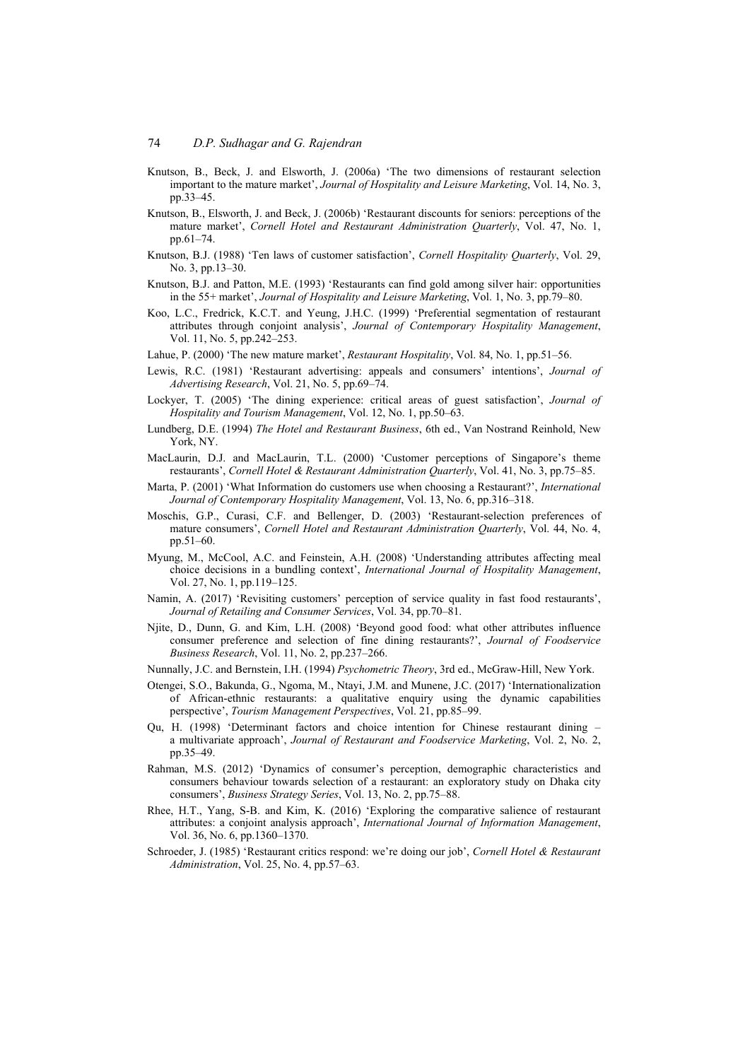Knutson, B., Beck, J. and Elsworth, J. (2006a) 'The two dimensions of restaurant selection important to the mature market', *Journal of Hospitality and Leisure Marketing*, Vol. 14, No. 3, pp.33–45.

Knutson, B., Elsworth, J. and Beck, J. (2006b) 'Restaurant discounts for seniors: perceptions of the mature market', *Cornell Hotel and Restaurant Administration Quarterly*, Vol. 47, No. 1, pp.61–74.

Knutson, B.J. (1988) 'Ten laws of customer satisfaction', *Cornell Hospitality Quarterly*, Vol. 29, No. 3, pp.13–30.

Knutson, B.J. and Patton, M.E. (1993) 'Restaurants can find gold among silver hair: opportunities in the 55+ market', *Journal of Hospitality and Leisure Marketing*, Vol. 1, No. 3, pp.79–80.

Koo, L.C., Fredrick, K.C.T. and Yeung, J.H.C. (1999) 'Preferential segmentation of restaurant attributes through conjoint analysis', *Journal of Contemporary Hospitality Management*, Vol. 11, No. 5, pp.242–253.

Lahue, P. (2000) 'The new mature market', *Restaurant Hospitality*, Vol. 84, No. 1, pp.51–56.

Lewis, R.C. (1981) 'Restaurant advertising: appeals and consumers' intentions', *Journal of Advertising Research*, Vol. 21, No. 5, pp.69–74.

Lockyer, T. (2005) 'The dining experience: critical areas of guest satisfaction', *Journal of Hospitality and Tourism Management*, Vol. 12, No. 1, pp.50–63.

Lundberg, D.E. (1994) *The Hotel and Restaurant Business*, 6th ed., Van Nostrand Reinhold, New York, NY.

MacLaurin, D.J. and MacLaurin, T.L. (2000) 'Customer perceptions of Singapore's theme restaurants', *Cornell Hotel & Restaurant Administration Quarterly*, Vol. 41, No. 3, pp.75–85.

Marta, P. (2001) 'What Information do customers use when choosing a Restaurant?', *International Journal of Contemporary Hospitality Management*, Vol. 13, No. 6, pp.316–318.

Moschis, G.P., Curasi, C.F. and Bellenger, D. (2003) 'Restaurant-selection preferences of mature consumers', *Cornell Hotel and Restaurant Administration Quarterly*, Vol. 44, No. 4, pp.51–60.

Myung, M., McCool, A.C. and Feinstein, A.H. (2008) 'Understanding attributes affecting meal choice decisions in a bundling context', *International Journal of Hospitality Management*, Vol. 27, No. 1, pp.119–125.

Namin, A. (2017) 'Revisiting customers' perception of service quality in fast food restaurants', *Journal of Retailing and Consumer Services*, Vol. 34, pp.70–81.

Njite, D., Dunn, G. and Kim, L.H. (2008) 'Beyond good food: what other attributes influence consumer preference and selection of fine dining restaurants?', *Journal of Foodservice Business Research*, Vol. 11, No. 2, pp.237–266.

Nunnally, J.C. and Bernstein, I.H. (1994) *Psychometric Theory*, 3rd ed., McGraw-Hill, New York.

Otengei, S.O., Bakunda, G., Ngoma, M., Ntayi, J.M. and Munene, J.C. (2017) 'Internationalization of African-ethnic restaurants: a qualitative enquiry using the dynamic capabilities perspective', *Tourism Management Perspectives*, Vol. 21, pp.85–99.

Qu, H. (1998) 'Determinant factors and choice intention for Chinese restaurant dining – a multivariate approach', *Journal of Restaurant and Foodservice Marketing*, Vol. 2, No. 2, pp.35–49.

Rahman, M.S. (2012) 'Dynamics of consumer's perception, demographic characteristics and consumers behaviour towards selection of a restaurant: an exploratory study on Dhaka city consumers', *Business Strategy Series*, Vol. 13, No. 2, pp.75–88.

Rhee, H.T., Yang, S-B. and Kim, K. (2016) 'Exploring the comparative salience of restaurant attributes: a conjoint analysis approach', *International Journal of Information Management*, Vol. 36, No. 6, pp.1360–1370.

Schroeder, J. (1985) 'Restaurant critics respond: we're doing our job', *Cornell Hotel & Restaurant Administration*, Vol. 25, No. 4, pp.57–63.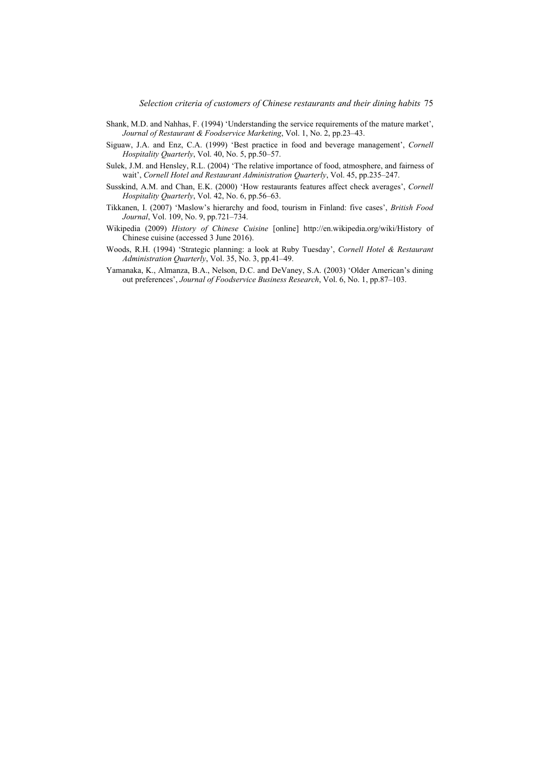Shank, M.D. and Nahhas, F. (1994) 'Understanding the service requirements of the mature market', *Journal of Restaurant & Foodservice Marketing*, Vol. 1, No. 2, pp.23–43.

Siguaw, J.A. and Enz, C.A. (1999) 'Best practice in food and beverage management', *Cornell Hospitality Quarterly*, Vol. 40, No. 5, pp.50–57.

Sulek, J.M. and Hensley, R.L. (2004) 'The relative importance of food, atmosphere, and fairness of wait', *Cornell Hotel and Restaurant Administration Quarterly*, Vol. 45, pp.235–247.

Susskind, A.M. and Chan, E.K. (2000) 'How restaurants features affect check averages', *Cornell Hospitality Quarterly*, Vol. 42, No. 6, pp.56–63.

Tikkanen, I. (2007) 'Maslow's hierarchy and food, tourism in Finland: five cases', *British Food Journal*, Vol. 109, No. 9, pp.721–734.

Wikipedia (2009) *History of Chinese Cuisine* [online] http://en.wikipedia.org/wiki/History of Chinese cuisine (accessed 3 June 2016).

Woods, R.H. (1994) 'Strategic planning: a look at Ruby Tuesday', *Cornell Hotel & Restaurant Administration Quarterly*, Vol. 35, No. 3, pp.41–49.

Yamanaka, K., Almanza, B.A., Nelson, D.C. and DeVaney, S.A. (2003) 'Older American's dining out preferences', *Journal of Foodservice Business Research*, Vol. 6, No. 1, pp.87–103.